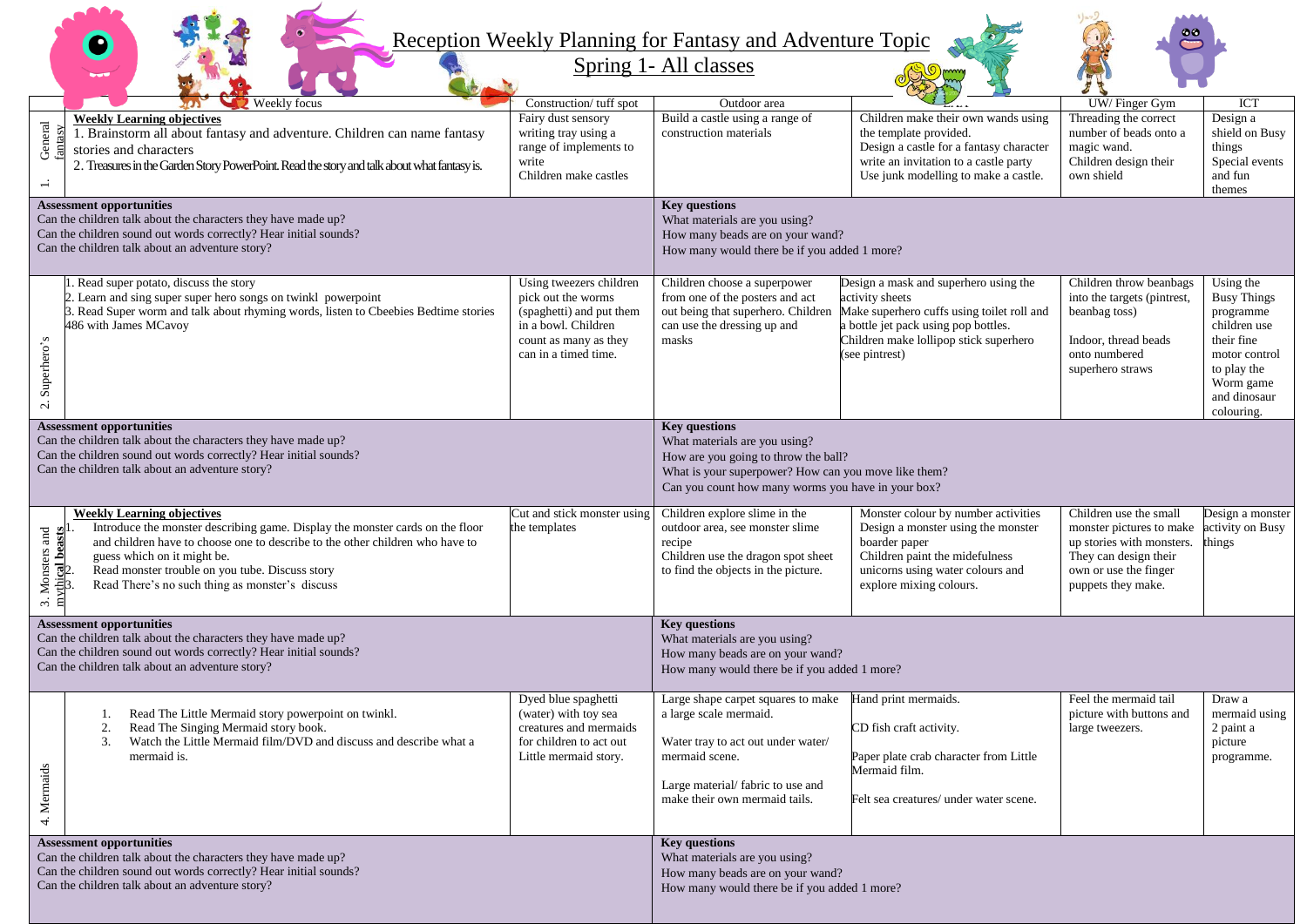# Reception Weekly Planning for Fantasy and Adventure Topic

## Spring 1- All classes

| | Weekly focus | Construction/ tuff spot | Outdoor area | EAD | UW/ Finger Gym | ICT |
|---|---|---|---|---|---|---|
| 1. General fantasy | **Weekly Learning objectives**<br>1. Brainstorm all about fantasy and adventure. Children can name fantasy stories and characters<br>2. Treasures in the Garden Story PowerPoint. Read the story and talk about what fantasy is. | Fairy dust sensory writing tray using a range of implements to write<br>Children make castles | Build a castle using a range of construction materials | Children make their own wands using the template provided.<br>Design a castle for a fantasy character write an invitation to a castle party<br>Use junk modelling to make a castle. | Threading the correct number of beads onto a magic wand.<br>Children design their own shield | Design a shield on Busy things<br>Special events and fun themes |
| **Assessment opportunities**<br>Can the children talk about the characters they have made up?<br>Can the children sound out words correctly? Hear initial sounds?<br>Can the children talk about an adventure story? | | | **Key questions**<br>What materials are you using?<br>How many beads are on your wand?<br>How many would there be if you added 1 more? | | | |
| 2. Superhero's | 1. Read super potato, discuss the story<br>2. Learn and sing super super hero songs on twinkl powerpoint<br>3. Read Super worm and talk about rhyming words, listen to Cbeebies Bedtime stories 486 with James MCavoy | Using tweezers children pick out the worms (spaghetti) and put them in a bowl. Children count as many as they can in a timed time. | Children choose a superpower from one of the posters and act out being that superhero. Children can use the dressing up and masks | Design a mask and superhero using the activity sheets<br>Make superhero cuffs using toilet roll and a bottle jet pack using pop bottles.<br>Children make lollipop stick superhero (see pintrest) | Children throw beanbags into the targets (pintrest, beanbag toss)<br><br>Indoor, thread beads onto numbered superhero straws | Using the Busy Things programme children use their fine motor control to play the Worm game and dinosaur colouring. |
| **Assessment opportunities**<br>Can the children talk about the characters they have made up?<br>Can the children sound out words correctly? Hear initial sounds?<br>Can the children talk about an adventure story? | | | **Key questions**<br>What materials are you using?<br>How are you going to throw the ball?<br>What is your superpower? How can you move like them?<br>Can you count how many worms you have in your box? | | | |
| 3. Monsters and mythical beasts | **Weekly Learning objectives**<br>1. Introduce the monster describing game. Display the monster cards on the floor and children have to choose one to describe to the other children who have to guess which on it might be.<br>2. Read monster trouble on you tube. Discuss story<br>3. Read There's no such thing as monster's discuss | Cut and stick monster using the templates | Children explore slime in the outdoor area, see monster slime recipe<br>Children use the dragon spot sheet to find the objects in the picture. | Monster colour by number activities<br>Design a monster using the monster boarder paper<br>Children paint the midefulness unicorns using water colours and explore mixing colours. | Children use the small monster pictures to make up stories with monsters. They can design their own or use the finger puppets they make. | Design a monster activity on Busy things |
| **Assessment opportunities**<br>Can the children talk about the characters they have made up?<br>Can the children sound out words correctly? Hear initial sounds?<br>Can the children talk about an adventure story? | | | **Key questions**<br>What materials are you using?<br>How many beads are on your wand?<br>How many would there be if you added 1 more? | | | |
| 4. Mermaids | 1. Read The Little Mermaid story powerpoint on twinkl.<br>2. Read The Singing Mermaid story book.<br>3. Watch the Little Mermaid film/DVD and discuss and describe what a mermaid is. | Dyed blue spaghetti (water) with toy sea creatures and mermaids for children to act out Little mermaid story. | Large shape carpet squares to make a large scale mermaid.<br><br>Water tray to act out under water/ mermaid scene.<br><br>Large material/ fabric to use and make their own mermaid tails. | Hand print mermaids.<br><br>CD fish craft activity.<br><br>Paper plate crab character from Little Mermaid film.<br><br>Felt sea creatures/ under water scene. | Feel the mermaid tail picture with buttons and large tweezers. | Draw a mermaid using 2 paint a picture programme. |
| **Assessment opportunities**<br>Can the children talk about the characters they have made up?<br>Can the children sound out words correctly? Hear initial sounds?<br>Can the children talk about an adventure story? | | | **Key questions**<br>What materials are you using?<br>How many beads are on your wand?<br>How many would there be if you added 1 more? | | | |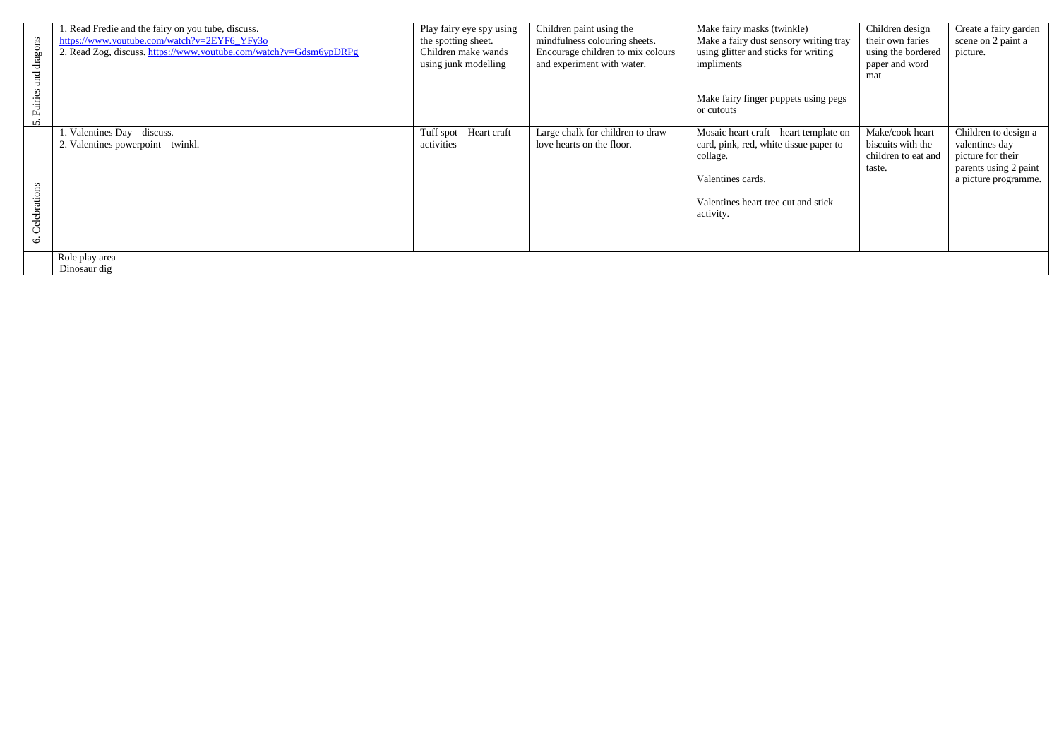| | | | | | | |
|---|---|---|---|---|---|---|
| 5. Fairies and dragons | 1. Read Fredie and the fairy on you tube, discuss. https://www.youtube.com/watch?v=2EYF6_YFy3o<br>2. Read Zog, discuss. https://www.youtube.com/watch?v=Gdsm6ypDRPg | Play fairy eye spy using the spotting sheet. Children make wands using junk modelling | Children paint using the mindfulness colouring sheets. Encourage children to mix colours and experiment with water. | Make fairy masks (twinkle)<br>Make a fairy dust sensory writing tray using glitter and sticks for writing impliments<br><br>Make fairy finger puppets using pegs or cutouts | Children design their own faries using the bordered paper and word mat | Create a fairy garden scene on 2 paint a picture. |
| 6. Celebrations | 1. Valentines Day – discuss.<br>2. Valentines powerpoint – twinkl. | Tuff spot – Heart craft activities | Large chalk for children to draw love hearts on the floor. | Mosaic heart craft – heart template on card, pink, red, white tissue paper to collage.<br><br>Valentines cards.<br><br>Valentines heart tree cut and stick activity. | Make/cook heart biscuits with the children to eat and taste. | Children to design a valentines day picture for their parents using 2 paint a picture programme. |
| | Role play area<br>Dinosaur dig | | | | | |